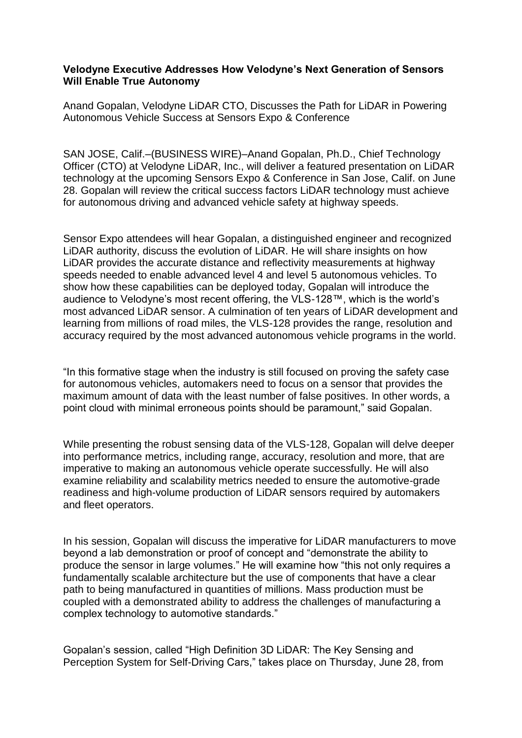**Velodyne Executive Addresses How Velodyne's Next Generation of Sensors Will Enable True Autonomy**

Anand Gopalan, Velodyne LiDAR CTO, Discusses the Path for LiDAR in Powering Autonomous Vehicle Success at Sensors Expo & Conference

SAN JOSE, Calif.–(BUSINESS WIRE)–Anand Gopalan, Ph.D., Chief Technology Officer (CTO) at Velodyne LiDAR, Inc., will deliver a featured presentation on LiDAR technology at the upcoming Sensors Expo & Conference in San Jose, Calif. on June 28. Gopalan will review the critical success factors LiDAR technology must achieve for autonomous driving and advanced vehicle safety at highway speeds.

Sensor Expo attendees will hear Gopalan, a distinguished engineer and recognized LiDAR authority, discuss the evolution of LiDAR. He will share insights on how LiDAR provides the accurate distance and reflectivity measurements at highway speeds needed to enable advanced level 4 and level 5 autonomous vehicles. To show how these capabilities can be deployed today, Gopalan will introduce the audience to Velodyne's most recent offering, the VLS-128™, which is the world's most advanced LiDAR sensor. A culmination of ten years of LiDAR development and learning from millions of road miles, the VLS-128 provides the range, resolution and accuracy required by the most advanced autonomous vehicle programs in the world.

"In this formative stage when the industry is still focused on proving the safety case for autonomous vehicles, automakers need to focus on a sensor that provides the maximum amount of data with the least number of false positives. In other words, a point cloud with minimal erroneous points should be paramount," said Gopalan.

While presenting the robust sensing data of the VLS-128, Gopalan will delve deeper into performance metrics, including range, accuracy, resolution and more, that are imperative to making an autonomous vehicle operate successfully. He will also examine reliability and scalability metrics needed to ensure the automotive-grade readiness and high-volume production of LiDAR sensors required by automakers and fleet operators.

In his session, Gopalan will discuss the imperative for LiDAR manufacturers to move beyond a lab demonstration or proof of concept and "demonstrate the ability to produce the sensor in large volumes." He will examine how "this not only requires a fundamentally scalable architecture but the use of components that have a clear path to being manufactured in quantities of millions. Mass production must be coupled with a demonstrated ability to address the challenges of manufacturing a complex technology to automotive standards."

Gopalan's session, called "High Definition 3D LiDAR: The Key Sensing and Perception System for Self-Driving Cars," takes place on Thursday, June 28, from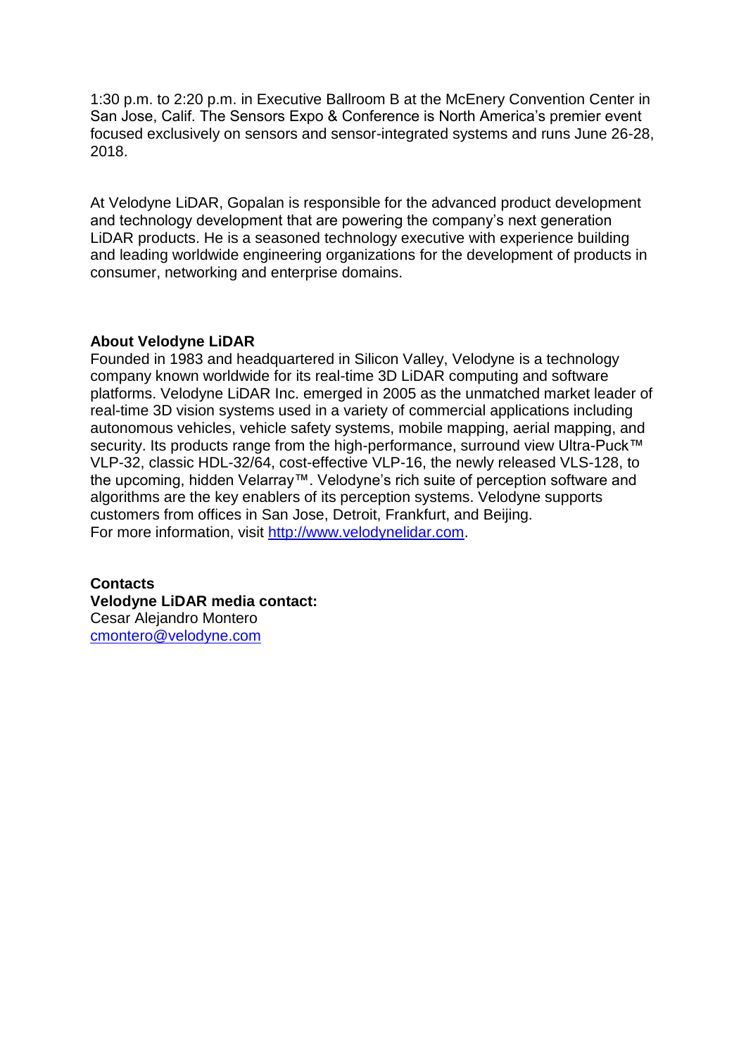1:30 p.m. to 2:20 p.m. in Executive Ballroom B at the McEnery Convention Center in San Jose, Calif. The Sensors Expo & Conference is North America's premier event focused exclusively on sensors and sensor-integrated systems and runs June 26-28, 2018.

At Velodyne LiDAR, Gopalan is responsible for the advanced product development and technology development that are powering the company's next generation LiDAR products. He is a seasoned technology executive with experience building and leading worldwide engineering organizations for the development of products in consumer, networking and enterprise domains.

**About Velodyne LiDAR**

Founded in 1983 and headquartered in Silicon Valley, Velodyne is a technology company known worldwide for its real-time 3D LiDAR computing and software platforms. Velodyne LiDAR Inc. emerged in 2005 as the unmatched market leader of real-time 3D vision systems used in a variety of commercial applications including autonomous vehicles, vehicle safety systems, mobile mapping, aerial mapping, and security. Its products range from the high-performance, surround view Ultra-Puck™ VLP-32, classic HDL-32/64, cost-effective VLP-16, the newly released VLS-128, to the upcoming, hidden Velarray™. Velodyne's rich suite of perception software and algorithms are the key enablers of its perception systems. Velodyne supports customers from offices in San Jose, Detroit, Frankfurt, and Beijing.
For more information, visit [http://www.velodynelidar.com](http://www.velodynelidar.com).

**Contacts**

**Velodyne LiDAR media contact:**

Cesar Alejandro Montero
[cmontero@velodyne.com](mailto:cmontero@velodyne.com)